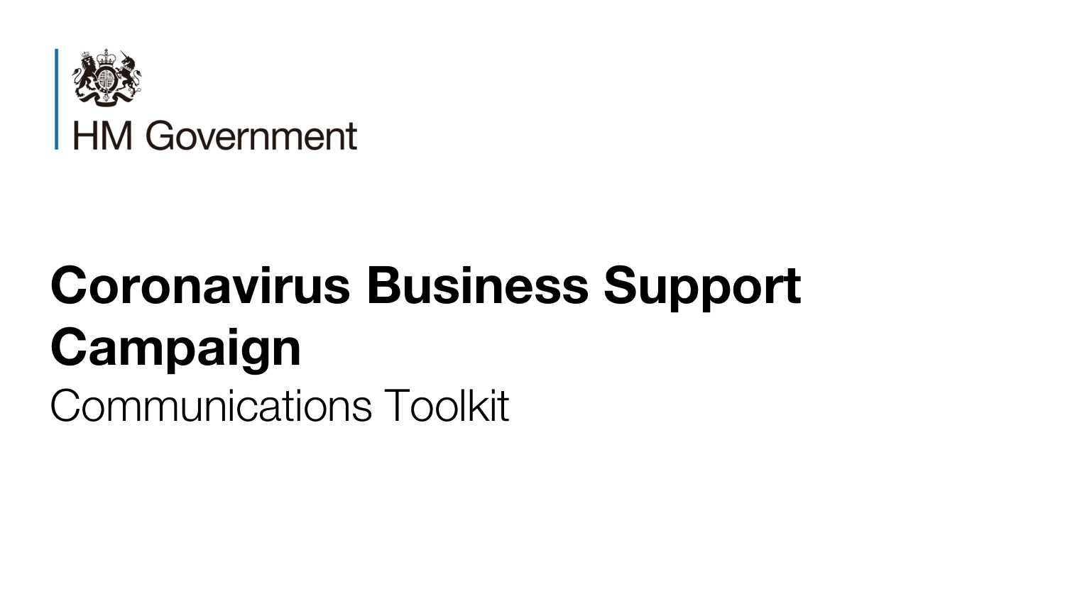HM Government

# Coronavirus Business Support Campaign

Communications Toolkit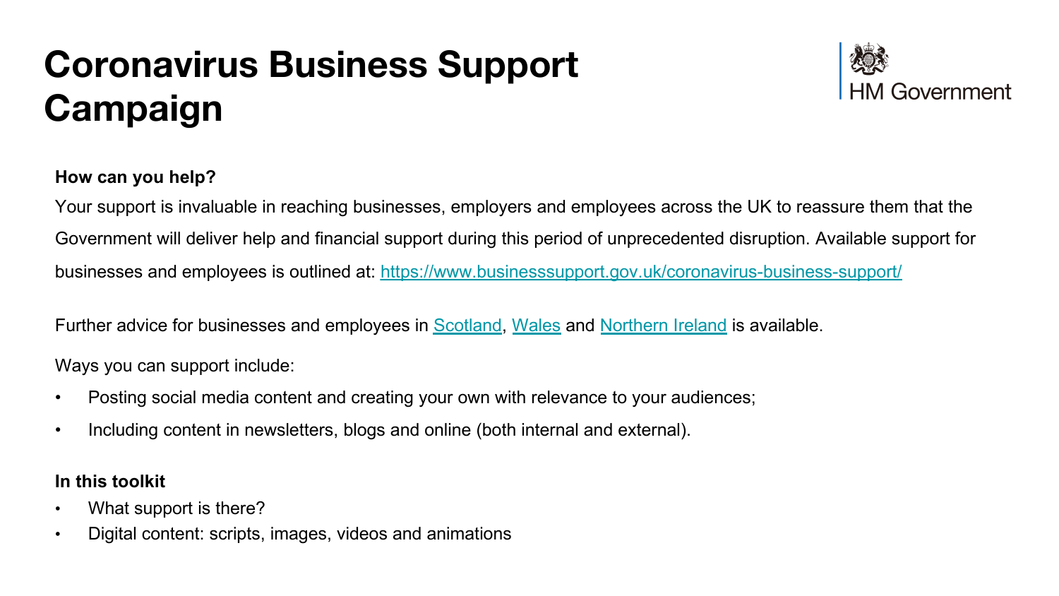# Coronavirus Business Support Campaign

HM Government

**How can you help?**

Your support is invaluable in reaching businesses, employers and employees across the UK to reassure them that the Government will deliver help and financial support during this period of unprecedented disruption. Available support for businesses and employees is outlined at: https://www.businesssupport.gov.uk/coronavirus-business-support/

Further advice for businesses and employees in Scotland, Wales and Northern Ireland is available.

Ways you can support include:

- Posting social media content and creating your own with relevance to your audiences;
- Including content in newsletters, blogs and online (both internal and external).

**In this toolkit**

- What support is there?
- Digital content: scripts, images, videos and animations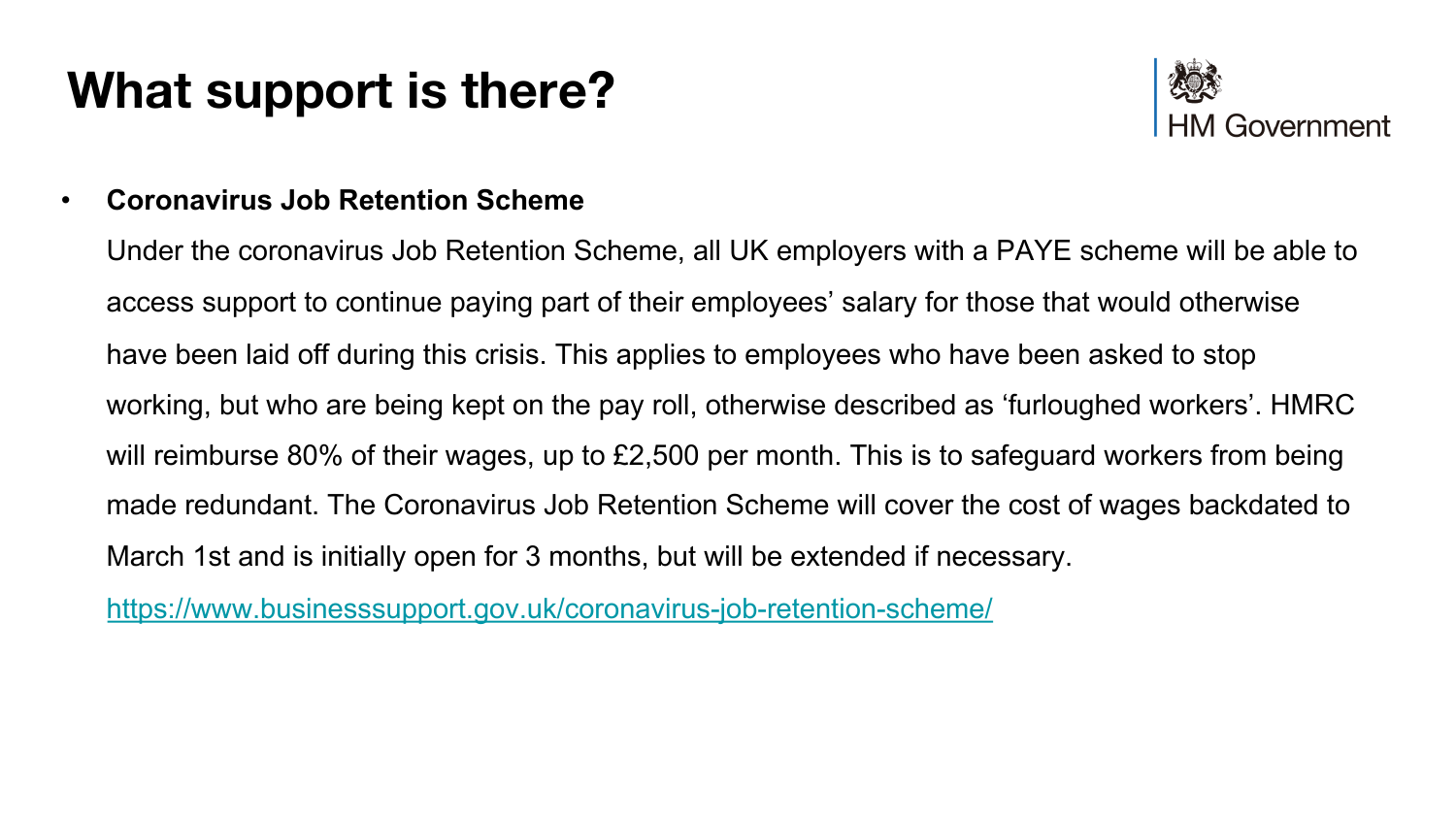# What support is there?

HM Government

- **Coronavirus Job Retention Scheme**

  Under the coronavirus Job Retention Scheme, all UK employers with a PAYE scheme will be able to access support to continue paying part of their employees' salary for those that would otherwise have been laid off during this crisis. This applies to employees who have been asked to stop working, but who are being kept on the pay roll, otherwise described as 'furloughed workers'. HMRC will reimburse 80% of their wages, up to £2,500 per month. This is to safeguard workers from being made redundant. The Coronavirus Job Retention Scheme will cover the cost of wages backdated to March 1st and is initially open for 3 months, but will be extended if necessary.

  https://www.businesssupport.gov.uk/coronavirus-job-retention-scheme/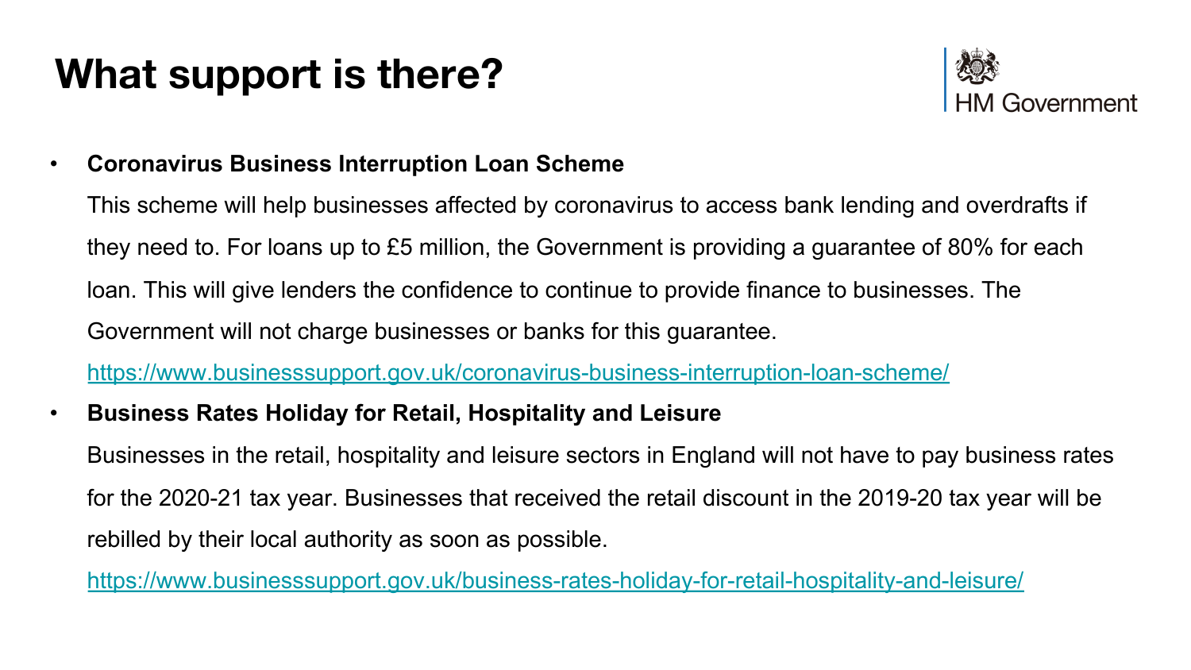# What support is there?

HM Government

- **Coronavirus Business Interruption Loan Scheme**

  This scheme will help businesses affected by coronavirus to access bank lending and overdrafts if they need to. For loans up to £5 million, the Government is providing a guarantee of 80% for each loan. This will give lenders the confidence to continue to provide finance to businesses. The Government will not charge businesses or banks for this guarantee.

  https://www.businesssupport.gov.uk/coronavirus-business-interruption-loan-scheme/

- **Business Rates Holiday for Retail, Hospitality and Leisure**

  Businesses in the retail, hospitality and leisure sectors in England will not have to pay business rates for the 2020-21 tax year. Businesses that received the retail discount in the 2019-20 tax year will be rebilled by their local authority as soon as possible.

  https://www.businesssupport.gov.uk/business-rates-holiday-for-retail-hospitality-and-leisure/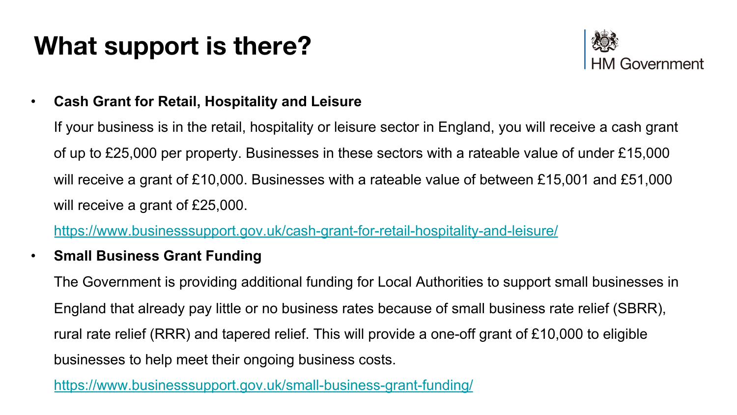# What support is there?

HM Government

- **Cash Grant for Retail, Hospitality and Leisure**

  If your business is in the retail, hospitality or leisure sector in England, you will receive a cash grant of up to £25,000 per property. Businesses in these sectors with a rateable value of under £15,000 will receive a grant of £10,000. Businesses with a rateable value of between £15,001 and £51,000 will receive a grant of £25,000.

  https://www.businesssupport.gov.uk/cash-grant-for-retail-hospitality-and-leisure/

- **Small Business Grant Funding**

  The Government is providing additional funding for Local Authorities to support small businesses in England that already pay little or no business rates because of small business rate relief (SBRR), rural rate relief (RRR) and tapered relief. This will provide a one-off grant of £10,000 to eligible businesses to help meet their ongoing business costs.

  https://www.businesssupport.gov.uk/small-business-grant-funding/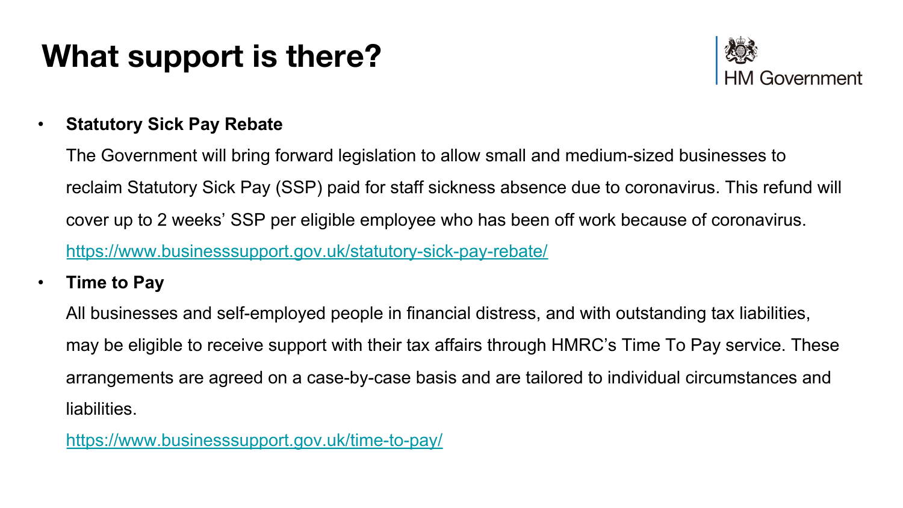# What support is there?

HM Government

- **Statutory Sick Pay Rebate**

  The Government will bring forward legislation to allow small and medium-sized businesses to reclaim Statutory Sick Pay (SSP) paid for staff sickness absence due to coronavirus. This refund will cover up to 2 weeks' SSP per eligible employee who has been off work because of coronavirus.

  https://www.businesssupport.gov.uk/statutory-sick-pay-rebate/

- **Time to Pay**

  All businesses and self-employed people in financial distress, and with outstanding tax liabilities, may be eligible to receive support with their tax affairs through HMRC's Time To Pay service. These arrangements are agreed on a case-by-case basis and are tailored to individual circumstances and liabilities.

  https://www.businesssupport.gov.uk/time-to-pay/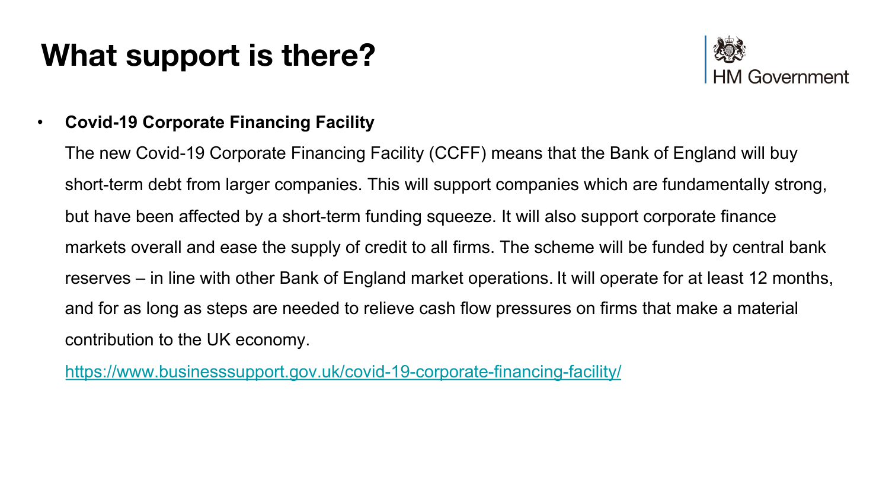# What support is there?

HM Government

- **Covid-19 Corporate Financing Facility**

  The new Covid-19 Corporate Financing Facility (CCFF) means that the Bank of England will buy short-term debt from larger companies. This will support companies which are fundamentally strong, but have been affected by a short-term funding squeeze. It will also support corporate finance markets overall and ease the supply of credit to all firms. The scheme will be funded by central bank reserves – in line with other Bank of England market operations. It will operate for at least 12 months, and for as long as steps are needed to relieve cash flow pressures on firms that make a material contribution to the UK economy.

  https://www.businesssupport.gov.uk/covid-19-corporate-financing-facility/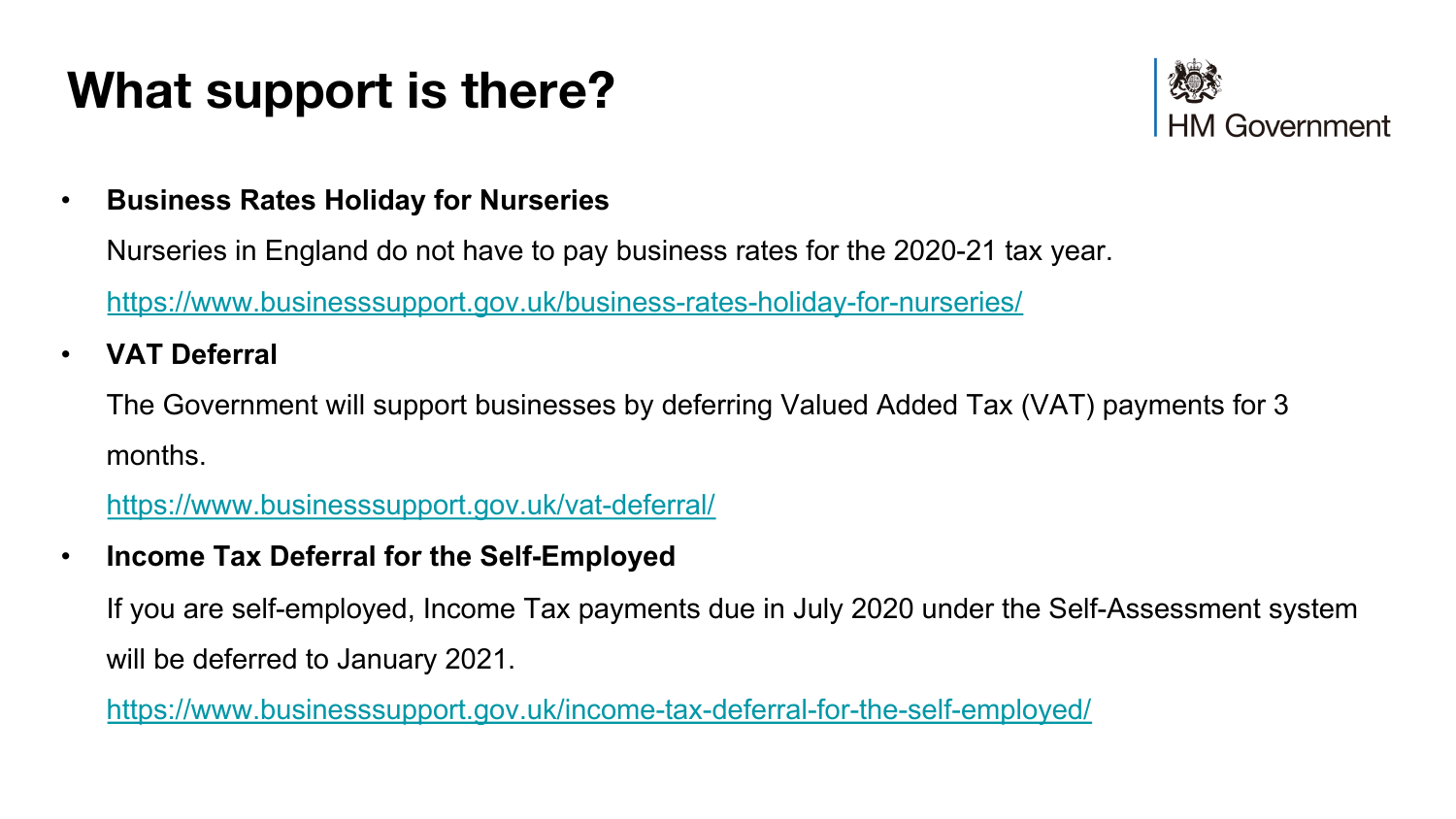# What support is there?

- **Business Rates Holiday for Nurseries**

  Nurseries in England do not have to pay business rates for the 2020-21 tax year.

  https://www.businesssupport.gov.uk/business-rates-holiday-for-nurseries/

- **VAT Deferral**

  The Government will support businesses by deferring Valued Added Tax (VAT) payments for 3 months.

  https://www.businesssupport.gov.uk/vat-deferral/

- **Income Tax Deferral for the Self-Employed**

  If you are self-employed, Income Tax payments due in July 2020 under the Self-Assessment system will be deferred to January 2021.

  https://www.businesssupport.gov.uk/income-tax-deferral-for-the-self-employed/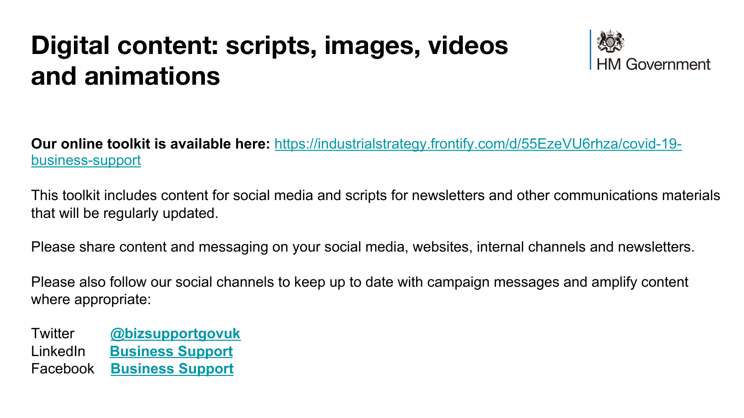# Digital content: scripts, images, videos and animations

HM Government

**Our online toolkit is available here:** https://industrialstrategy.frontify.com/d/55EzeVU6rhza/covid-19-business-support

This toolkit includes content for social media and scripts for newsletters and other communications materials that will be regularly updated.

Please share content and messaging on your social media, websites, internal channels and newsletters.

Please also follow our social channels to keep up to date with campaign messages and amplify content where appropriate:

Twitter **@bizsupportgovuk**
LinkedIn **Business Support**
Facebook **Business Support**